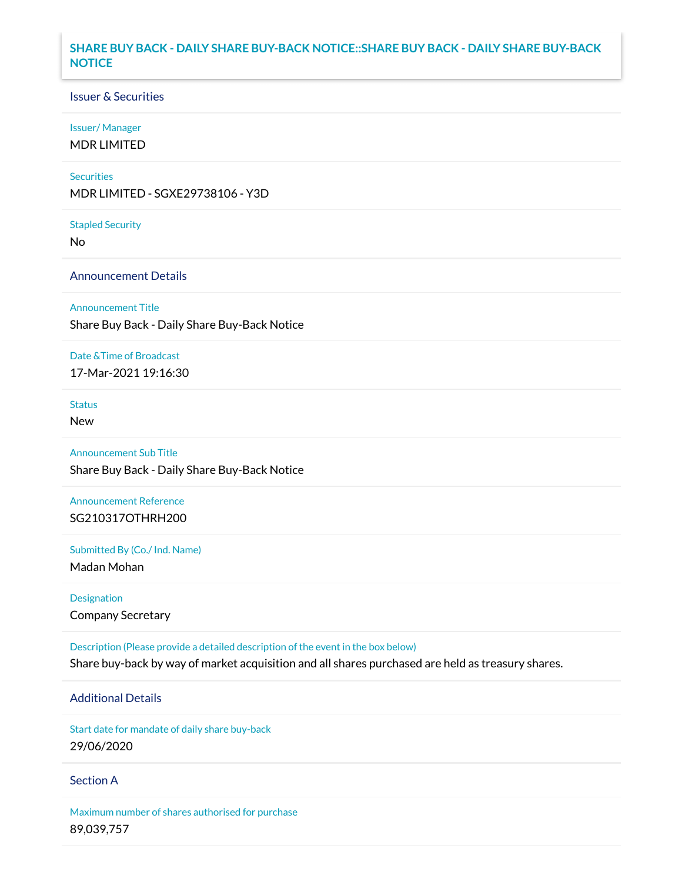# SHARE BUY BACK - DAILY SHARE BUY-BACK NOTICE::SHARE BUY BACK - DAILY SHARE BUY-BACK NOTICE

## Issuer & Securities

**Issuer/ Manager**

MDR LIMITED

**Securities**

MDR LIMITED - SGXE29738106 - Y3D

**Stapled Security**

No

## Announcement Details

**Announcement Title**

Share Buy Back - Daily Share Buy-Back Notice

**Date &Time of Broadcast**

17-Mar-2021 19:16:30

**Status**

New

**Announcement Sub Title**

Share Buy Back - Daily Share Buy-Back Notice

**Announcement Reference**

SG210317OTHRH200

**Submitted By (Co./ Ind. Name)**

Madan Mohan

**Designation**

Company Secretary

**Description (Please provide a detailed description of the event in the box below)**

Share buy-back by way of market acquisition and all shares purchased are held as treasury shares.

## Additional Details

**Start date for mandate of daily share buy-back**

29/06/2020

## Section A

**Maximum number of shares authorised for purchase**

89,039,757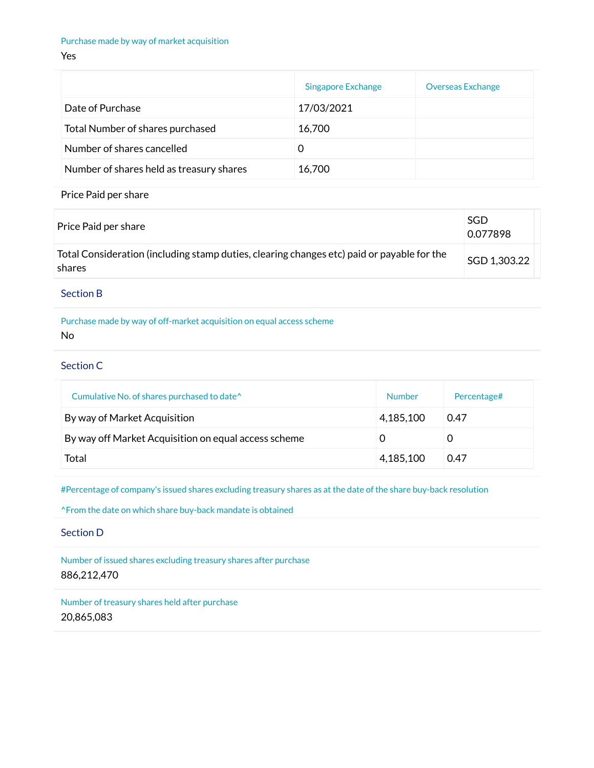Purchase made by way of market acquisition

Yes

| | Singapore Exchange | Overseas Exchange |
|---|---|---|
| Date of Purchase | 17/03/2021 | |
| Total Number of shares purchased | 16,700 | |
| Number of shares cancelled | 0 | |
| Number of shares held as treasury shares | 16,700 | |

Price Paid per share

| | |
|---|---|
| Price Paid per share | SGD 0.077898 |
| Total Consideration (including stamp duties, clearing changes etc) paid or payable for the shares | SGD 1,303.22 |

## Section B

Purchase made by way of off-market acquisition on equal access scheme

No

## Section C

| Cumulative No. of shares purchased to date^ | Number | Percentage# |
|---|---|---|
| By way of Market Acquisition | 4,185,100 | 0.47 |
| By way off Market Acquisition on equal access scheme | 0 | 0 |
| Total | 4,185,100 | 0.47 |

#Percentage of company's issued shares excluding treasury shares as at the date of the share buy-back resolution

^From the date on which share buy-back mandate is obtained

## Section D

Number of issued shares excluding treasury shares after purchase

886,212,470

Number of treasury shares held after purchase

20,865,083